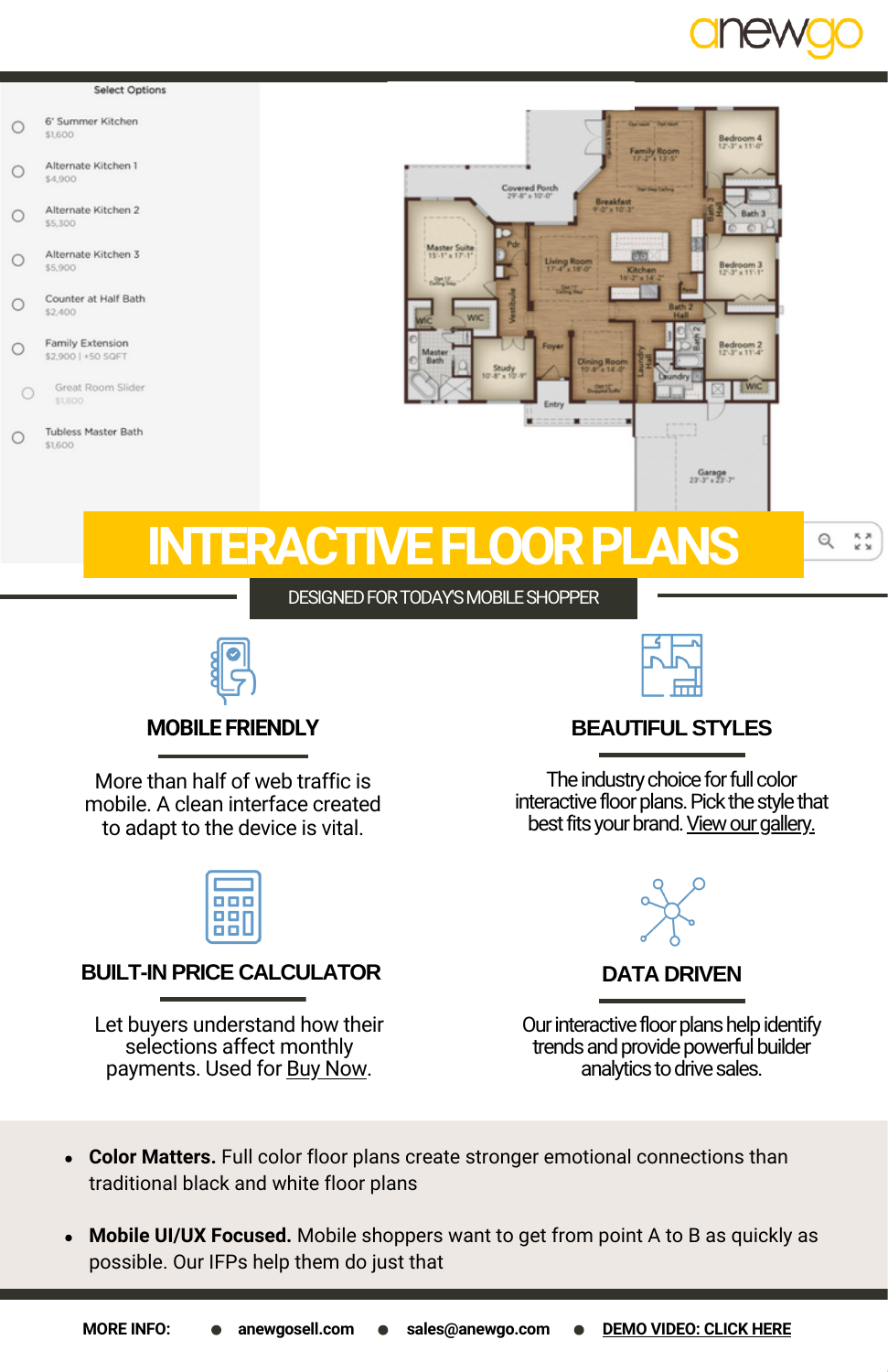anewgo

Select Options

- 6' Summer Kitchen — $1,600
- Alternate Kitchen 1 — $4,900
- Alternate Kitchen 2 — $5,300
- Alternate Kitchen 3 — $5,900
- Counter at Half Bath — $2,400
- Family Extension — $2,900 | +50 SQFT
- Great Room Slider — $1,800
- Tubless Master Bath — $1,600

# INTERACTIVE FLOOR PLANS

DESIGNED FOR TODAY'S MOBILE SHOPPER

## MOBILE FRIENDLY

More than half of web traffic is mobile. A clean interface created to adapt to the device is vital.

## BEAUTIFUL STYLES

The industry choice for full color interactive floor plans. Pick the style that best fits your brand. View our gallery.

## BUILT-IN PRICE CALCULATOR

Let buyers understand how their selections affect monthly payments. Used for Buy Now.

## DATA DRIVEN

Our interactive floor plans help identify trends and provide powerful builder analytics to drive sales.

- **Color Matters.** Full color floor plans create stronger emotional connections than traditional black and white floor plans
- **Mobile UI/UX Focused.** Mobile shoppers want to get from point A to B as quickly as possible. Our IFPs help them do just that

**MORE INFO:** • **anewgosell.com** • **sales@anewgo.com** • **DEMO VIDEO: CLICK HERE**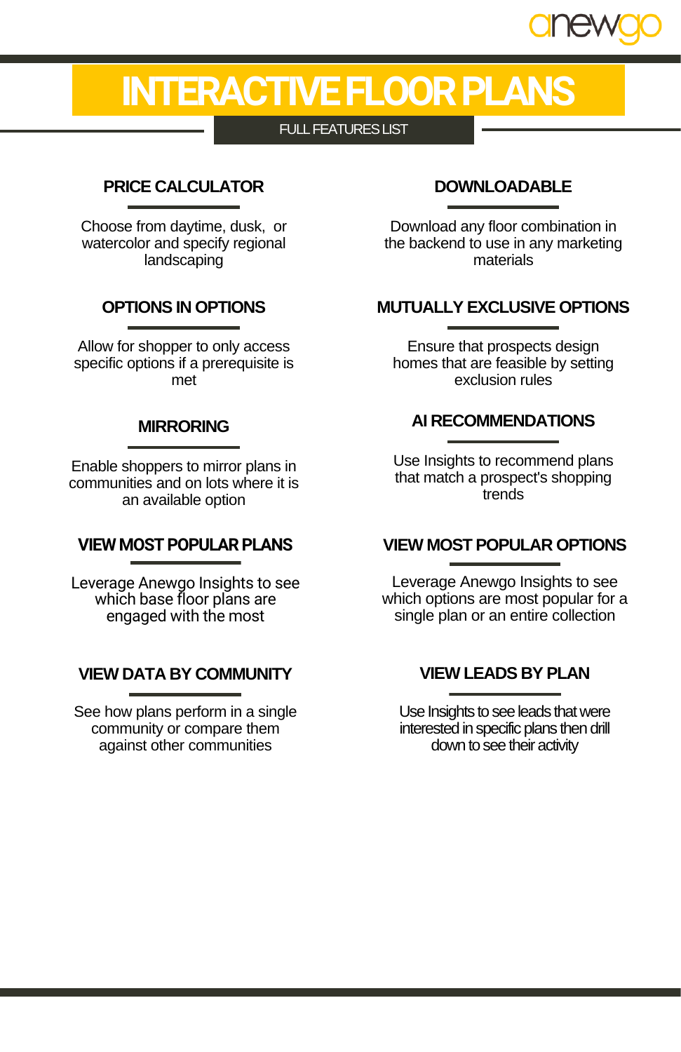# INTERACTIVE FLOOR PLANS

FULL FEATURES LIST

### PRICE CALCULATOR

Choose from daytime, dusk, or watercolor and specify regional landscaping

### DOWNLOADABLE

Download any floor combination in the backend to use in any marketing materials

### OPTIONS IN OPTIONS

Allow for shopper to only access specific options if a prerequisite is met

### MUTUALLY EXCLUSIVE OPTIONS

Ensure that prospects design homes that are feasible by setting exclusion rules

### MIRRORING

Enable shoppers to mirror plans in communities and on lots where it is an available option

### AI RECOMMENDATIONS

Use Insights to recommend plans that match a prospect's shopping trends

### VIEW MOST POPULAR PLANS

Leverage Anewgo Insights to see which base floor plans are engaged with the most

### VIEW MOST POPULAR OPTIONS

Leverage Anewgo Insights to see which options are most popular for a single plan or an entire collection

### VIEW DATA BY COMMUNITY

See how plans perform in a single community or compare them against other communities

### VIEW LEADS BY PLAN

Use Insights to see leads that were interested in specific plans then drill down to see their activity